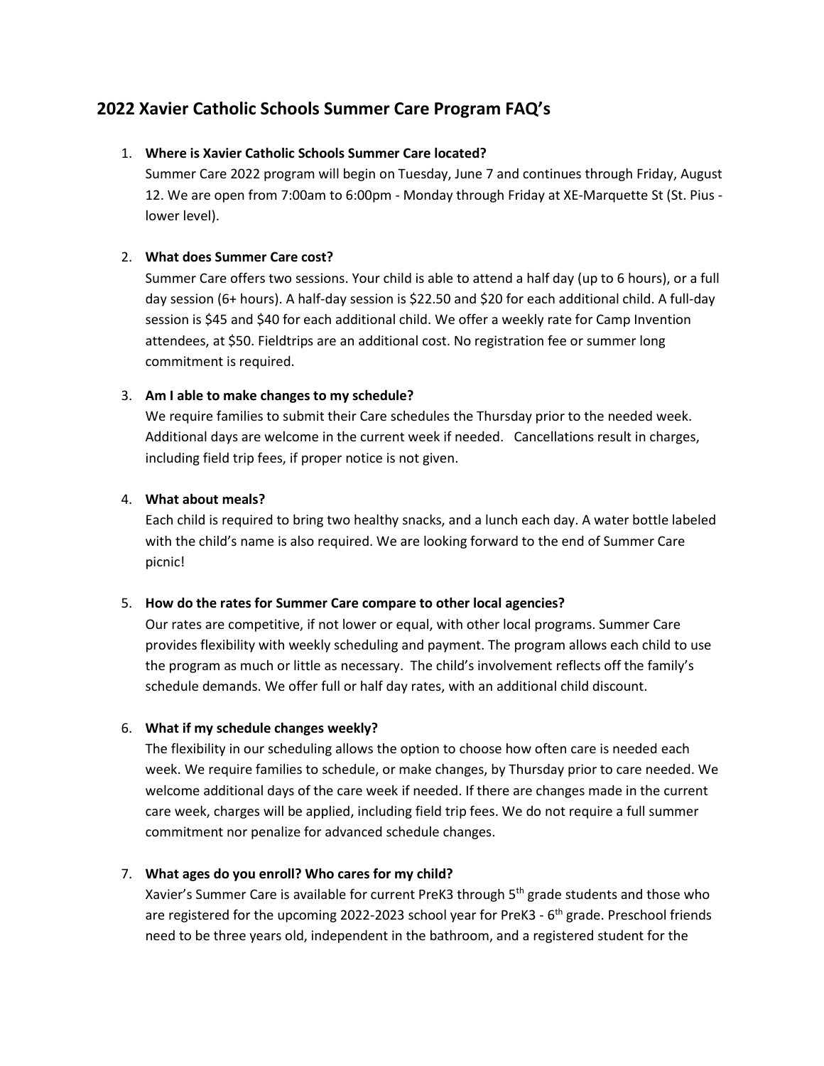## 2022 Xavier Catholic Schools Summer Care Program FAQ's

1. **Where is Xavier Catholic Schools Summer Care located?**
   Summer Care 2022 program will begin on Tuesday, June 7 and continues through Friday, August 12. We are open from 7:00am to 6:00pm - Monday through Friday at XE-Marquette St (St. Pius - lower level).

2. **What does Summer Care cost?**
   Summer Care offers two sessions. Your child is able to attend a half day (up to 6 hours), or a full day session (6+ hours). A half-day session is $22.50 and $20 for each additional child. A full-day session is $45 and $40 for each additional child. We offer a weekly rate for Camp Invention attendees, at $50. Fieldtrips are an additional cost. No registration fee or summer long commitment is required.

3. **Am I able to make changes to my schedule?**
   We require families to submit their Care schedules the Thursday prior to the needed week. Additional days are welcome in the current week if needed. Cancellations result in charges, including field trip fees, if proper notice is not given.

4. **What about meals?**
   Each child is required to bring two healthy snacks, and a lunch each day. A water bottle labeled with the child's name is also required. We are looking forward to the end of Summer Care picnic!

5. **How do the rates for Summer Care compare to other local agencies?**
   Our rates are competitive, if not lower or equal, with other local programs. Summer Care provides flexibility with weekly scheduling and payment. The program allows each child to use the program as much or little as necessary. The child's involvement reflects off the family's schedule demands. We offer full or half day rates, with an additional child discount.

6. **What if my schedule changes weekly?**
   The flexibility in our scheduling allows the option to choose how often care is needed each week. We require families to schedule, or make changes, by Thursday prior to care needed. We welcome additional days of the care week if needed. If there are changes made in the current care week, charges will be applied, including field trip fees. We do not require a full summer commitment nor penalize for advanced schedule changes.

7. **What ages do you enroll? Who cares for my child?**
   Xavier's Summer Care is available for current PreK3 through 5th grade students and those who are registered for the upcoming 2022-2023 school year for PreK3 - 6th grade. Preschool friends need to be three years old, independent in the bathroom, and a registered student for the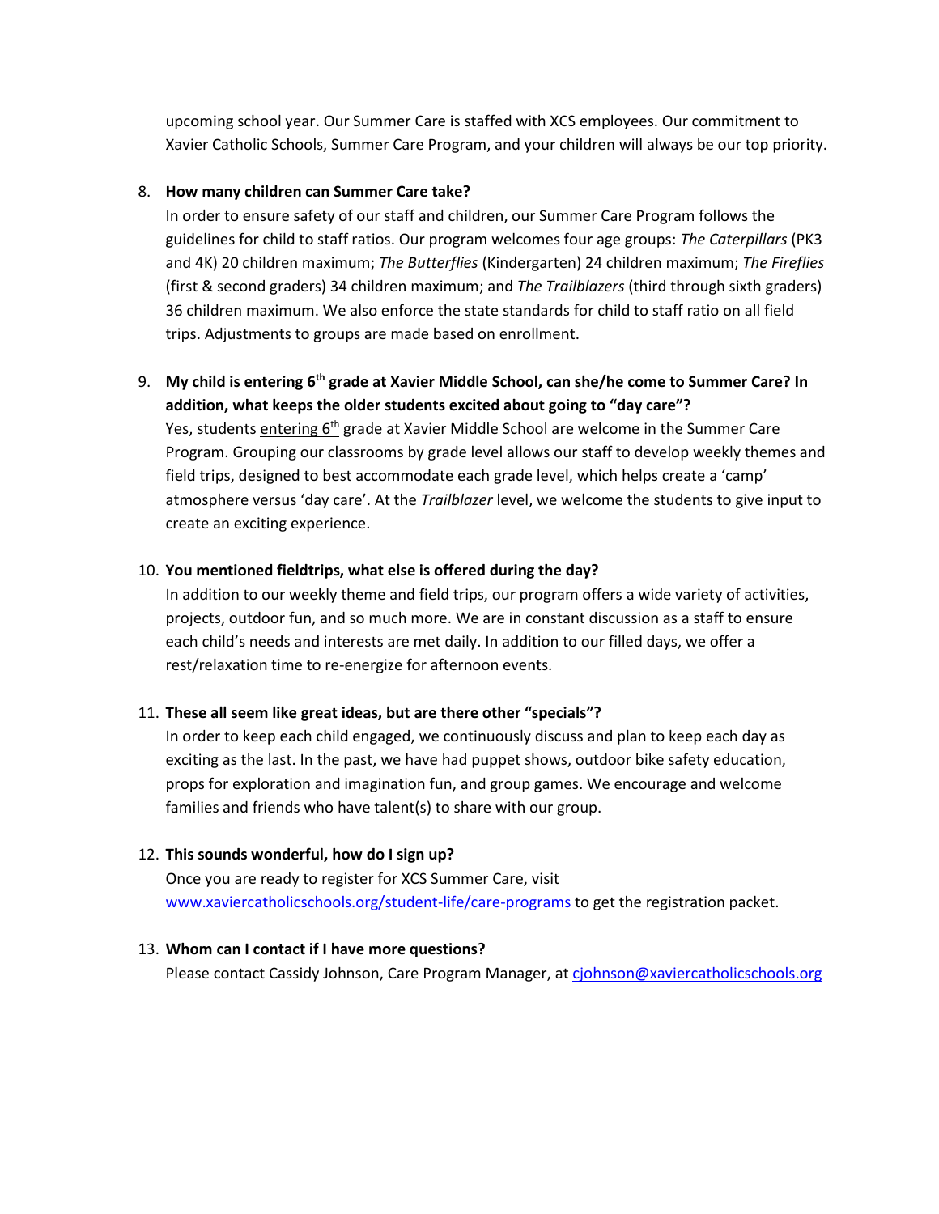upcoming school year. Our Summer Care is staffed with XCS employees. Our commitment to Xavier Catholic Schools, Summer Care Program, and your children will always be our top priority.

8. **How many children can Summer Care take?**

   In order to ensure safety of our staff and children, our Summer Care Program follows the guidelines for child to staff ratios. Our program welcomes four age groups: *The Caterpillars* (PK3 and 4K) 20 children maximum; *The Butterflies* (Kindergarten) 24 children maximum; *The Fireflies* (first & second graders) 34 children maximum; and *The Trailblazers* (third through sixth graders) 36 children maximum. We also enforce the state standards for child to staff ratio on all field trips. Adjustments to groups are made based on enrollment.

9. **My child is entering 6th grade at Xavier Middle School, can she/he come to Summer Care? In addition, what keeps the older students excited about going to "day care"?**

   Yes, students entering 6th grade at Xavier Middle School are welcome in the Summer Care Program. Grouping our classrooms by grade level allows our staff to develop weekly themes and field trips, designed to best accommodate each grade level, which helps create a 'camp' atmosphere versus 'day care'. At the *Trailblazer* level, we welcome the students to give input to create an exciting experience.

10. **You mentioned fieldtrips, what else is offered during the day?**

    In addition to our weekly theme and field trips, our program offers a wide variety of activities, projects, outdoor fun, and so much more. We are in constant discussion as a staff to ensure each child's needs and interests are met daily. In addition to our filled days, we offer a rest/relaxation time to re-energize for afternoon events.

11. **These all seem like great ideas, but are there other "specials"?**

    In order to keep each child engaged, we continuously discuss and plan to keep each day as exciting as the last. In the past, we have had puppet shows, outdoor bike safety education, props for exploration and imagination fun, and group games. We encourage and welcome families and friends who have talent(s) to share with our group.

12. **This sounds wonderful, how do I sign up?**

    Once you are ready to register for XCS Summer Care, visit www.xaviercatholicschools.org/student-life/care-programs to get the registration packet.

13. **Whom can I contact if I have more questions?**

    Please contact Cassidy Johnson, Care Program Manager, at cjohnson@xaviercatholicschools.org